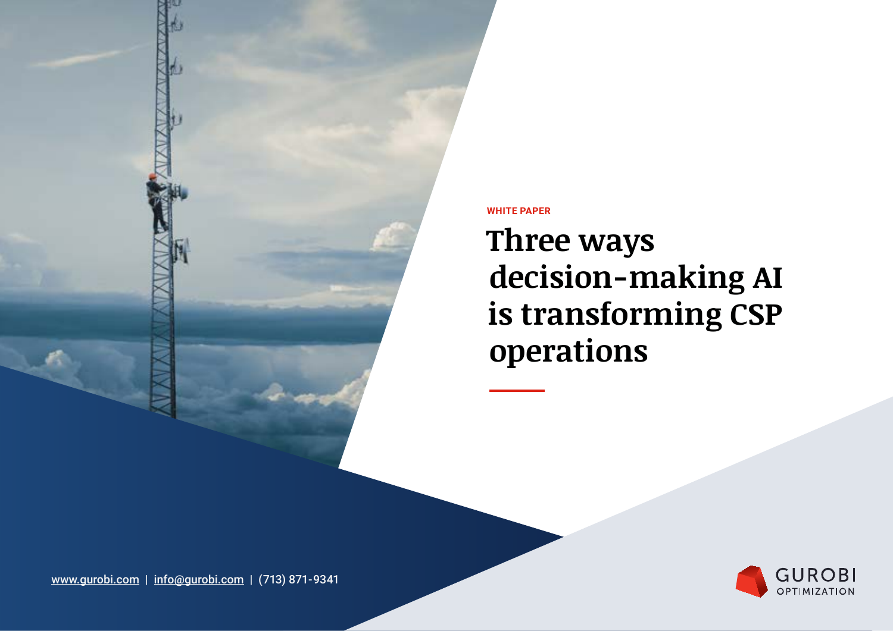WHITE PAPER

# Three ways decision-making AI is transforming CSP operations

www.gurobi.com | info@gurobi.com | (713) 871-9341

GUROBI OPTIMIZATION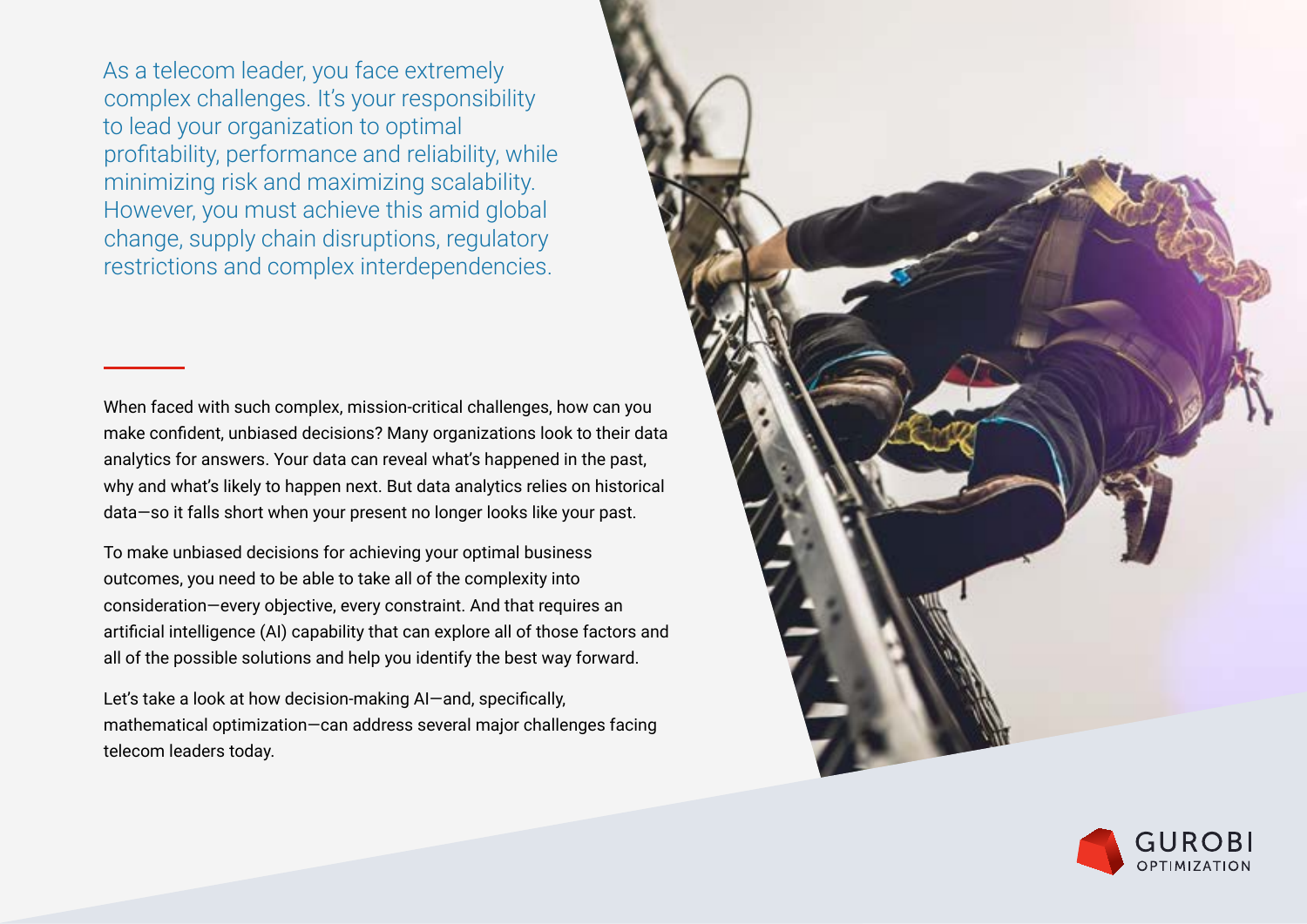As a telecom leader, you face extremely complex challenges. It's your responsibility to lead your organization to optimal profitability, performance and reliability, while minimizing risk and maximizing scalability. However, you must achieve this amid global change, supply chain disruptions, regulatory restrictions and complex interdependencies.

When faced with such complex, mission-critical challenges, how can you make confident, unbiased decisions? Many organizations look to their data analytics for answers. Your data can reveal what's happened in the past, why and what's likely to happen next. But data analytics relies on historical data—so it falls short when your present no longer looks like your past.

To make unbiased decisions for achieving your optimal business outcomes, you need to be able to take all of the complexity into consideration—every objective, every constraint. And that requires an artificial intelligence (AI) capability that can explore all of those factors and all of the possible solutions and help you identify the best way forward.

Let's take a look at how decision-making AI—and, specifically, mathematical optimization—can address several major challenges facing telecom leaders today.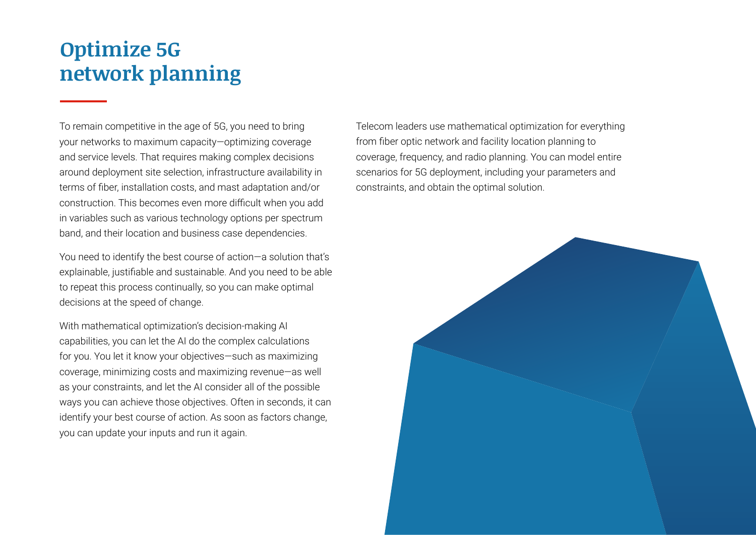# Optimize 5G network planning

To remain competitive in the age of 5G, you need to bring your networks to maximum capacity—optimizing coverage and service levels. That requires making complex decisions around deployment site selection, infrastructure availability in terms of fiber, installation costs, and mast adaptation and/or construction. This becomes even more difficult when you add in variables such as various technology options per spectrum band, and their location and business case dependencies.

You need to identify the best course of action—a solution that's explainable, justifiable and sustainable. And you need to be able to repeat this process continually, so you can make optimal decisions at the speed of change.

With mathematical optimization's decision-making AI capabilities, you can let the AI do the complex calculations for you. You let it know your objectives—such as maximizing coverage, minimizing costs and maximizing revenue—as well as your constraints, and let the AI consider all of the possible ways you can achieve those objectives. Often in seconds, it can identify your best course of action. As soon as factors change, you can update your inputs and run it again.

Telecom leaders use mathematical optimization for everything from fiber optic network and facility location planning to coverage, frequency, and radio planning. You can model entire scenarios for 5G deployment, including your parameters and constraints, and obtain the optimal solution.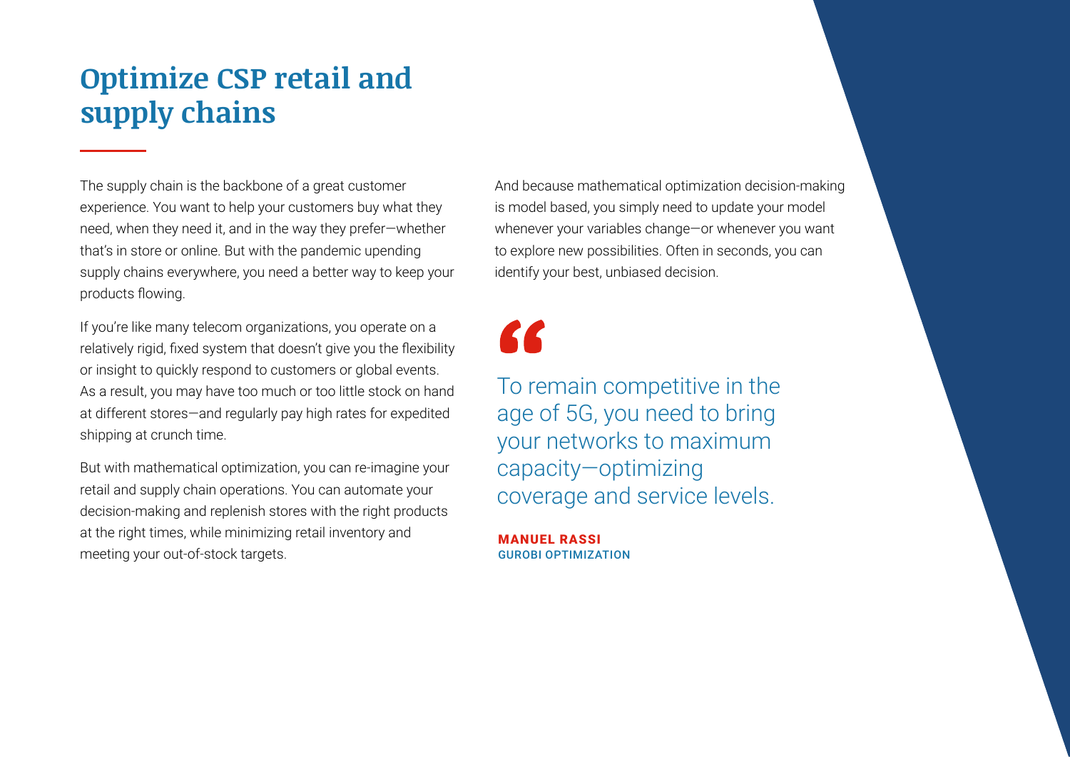# Optimize CSP retail and supply chains

The supply chain is the backbone of a great customer experience. You want to help your customers buy what they need, when they need it, and in the way they prefer—whether that's in store or online. But with the pandemic upending supply chains everywhere, you need a better way to keep your products flowing.

If you're like many telecom organizations, you operate on a relatively rigid, fixed system that doesn't give you the flexibility or insight to quickly respond to customers or global events. As a result, you may have too much or too little stock on hand at different stores—and regularly pay high rates for expedited shipping at crunch time.

But with mathematical optimization, you can re-imagine your retail and supply chain operations. You can automate your decision-making and replenish stores with the right products at the right times, while minimizing retail inventory and meeting your out-of-stock targets.

And because mathematical optimization decision-making is model based, you simply need to update your model whenever your variables change—or whenever you want to explore new possibilities. Often in seconds, you can identify your best, unbiased decision.

> "To remain competitive in the age of 5G, you need to bring your networks to maximum capacity—optimizing coverage and service levels.
>
> **MANUEL RASSI**
> GUROBI OPTIMIZATION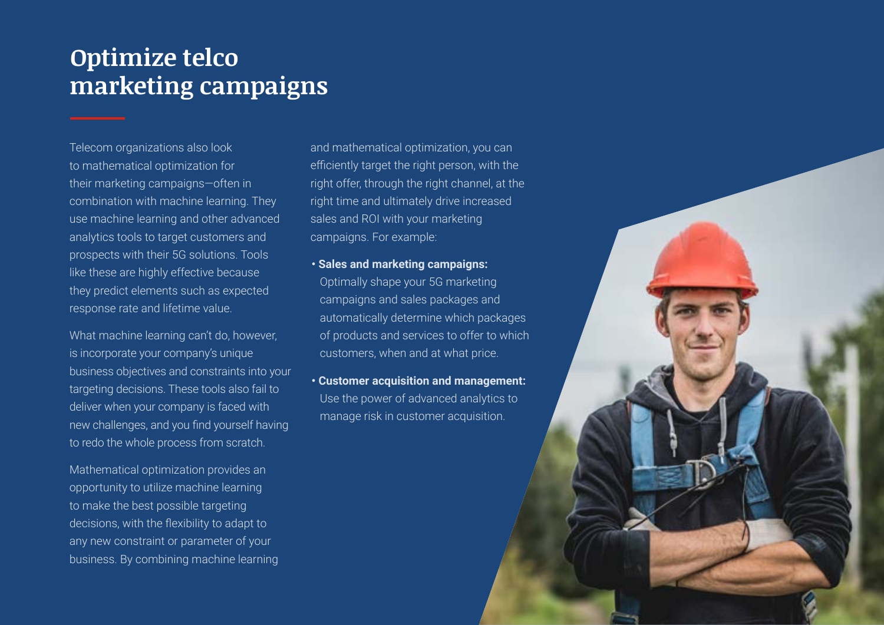# Optimize telco marketing campaigns

Telecom organizations also look to mathematical optimization for their marketing campaigns—often in combination with machine learning. They use machine learning and other advanced analytics tools to target customers and prospects with their 5G solutions. Tools like these are highly effective because they predict elements such as expected response rate and lifetime value.

What machine learning can't do, however, is incorporate your company's unique business objectives and constraints into your targeting decisions. These tools also fail to deliver when your company is faced with new challenges, and you find yourself having to redo the whole process from scratch.

Mathematical optimization provides an opportunity to utilize machine learning to make the best possible targeting decisions, with the flexibility to adapt to any new constraint or parameter of your business. By combining machine learning and mathematical optimization, you can efficiently target the right person, with the right offer, through the right channel, at the right time and ultimately drive increased sales and ROI with your marketing campaigns. For example:

- **Sales and marketing campaigns:** Optimally shape your 5G marketing campaigns and sales packages and automatically determine which packages of products and services to offer to which customers, when and at what price.
- **Customer acquisition and management:** Use the power of advanced analytics to manage risk in customer acquisition.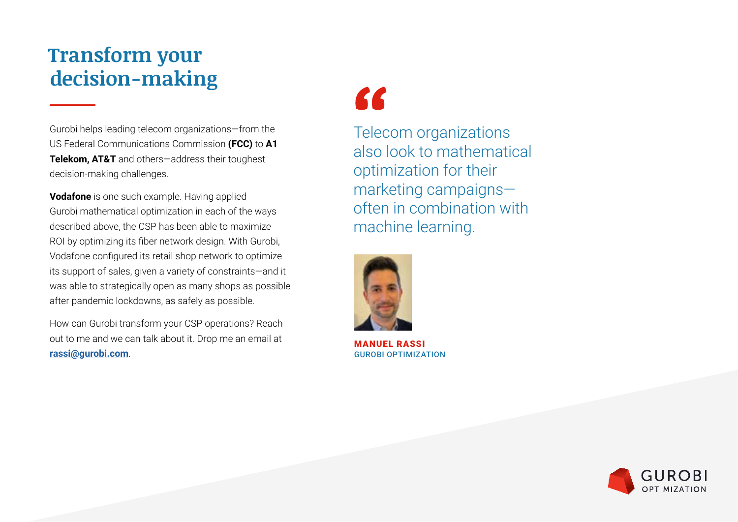# Transform your decision-making

Gurobi helps leading telecom organizations—from the US Federal Communications Commission **(FCC)** to **A1 Telekom, AT&T** and others—address their toughest decision-making challenges.

**Vodafone** is one such example. Having applied Gurobi mathematical optimization in each of the ways described above, the CSP has been able to maximize ROI by optimizing its fiber network design. With Gurobi, Vodafone configured its retail shop network to optimize its support of sales, given a variety of constraints—and it was able to strategically open as many shops as possible after pandemic lockdowns, as safely as possible.

How can Gurobi transform your CSP operations? Reach out to me and we can talk about it. Drop me an email at **rassi@gurobi.com**.

> "Telecom organizations also look to mathematical optimization for their marketing campaigns—often in combination with machine learning.

**MANUEL RASSI**
GUROBI OPTIMIZATION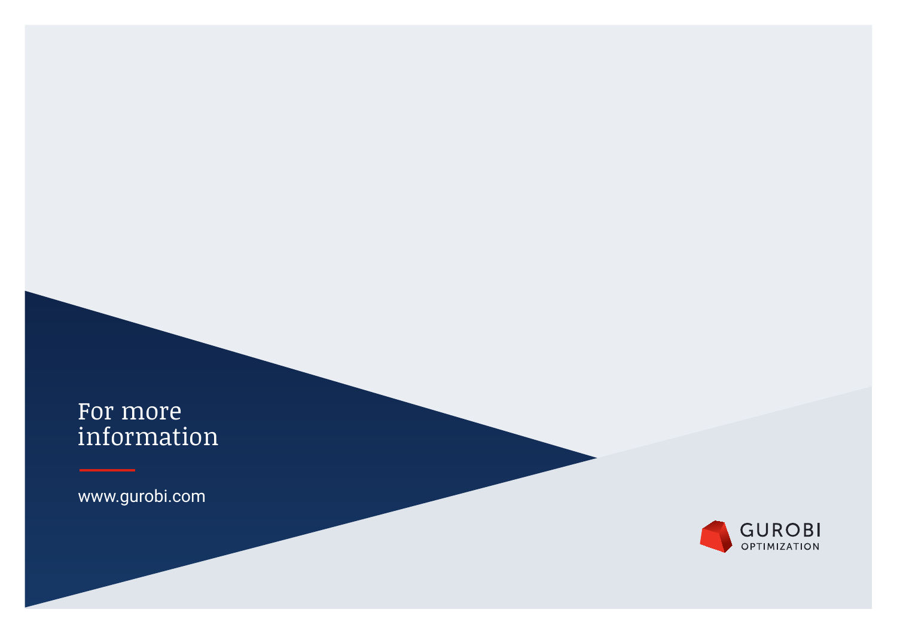For more information

www.gurobi.com

GUROBI
OPTIMIZATION